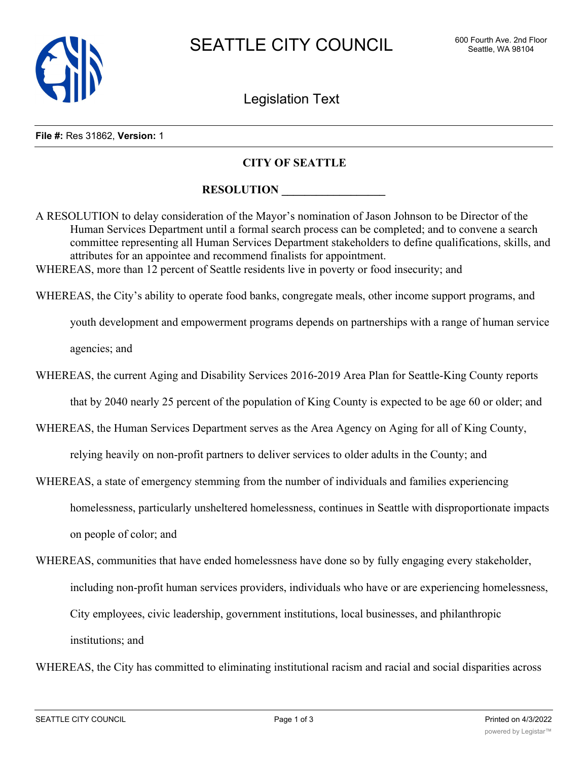**File #:** Res 31862, **Version:** 1

## CITY OF SEATTLE

## RESOLUTION __________________

A RESOLUTION to delay consideration of the Mayor's nomination of Jason Johnson to be Director of the Human Services Department until a formal search process can be completed; and to convene a search committee representing all Human Services Department stakeholders to define qualifications, skills, and attributes for an appointee and recommend finalists for appointment.

WHEREAS, more than 12 percent of Seattle residents live in poverty or food insecurity; and

WHEREAS, the City's ability to operate food banks, congregate meals, other income support programs, and youth development and empowerment programs depends on partnerships with a range of human service agencies; and

WHEREAS, the current Aging and Disability Services 2016-2019 Area Plan for Seattle-King County reports that by 2040 nearly 25 percent of the population of King County is expected to be age 60 or older; and

WHEREAS, the Human Services Department serves as the Area Agency on Aging for all of King County, relying heavily on non-profit partners to deliver services to older adults in the County; and

WHEREAS, a state of emergency stemming from the number of individuals and families experiencing homelessness, particularly unsheltered homelessness, continues in Seattle with disproportionate impacts on people of color; and

WHEREAS, communities that have ended homelessness have done so by fully engaging every stakeholder, including non-profit human services providers, individuals who have or are experiencing homelessness, City employees, civic leadership, government institutions, local businesses, and philanthropic institutions; and

WHEREAS, the City has committed to eliminating institutional racism and racial and social disparities across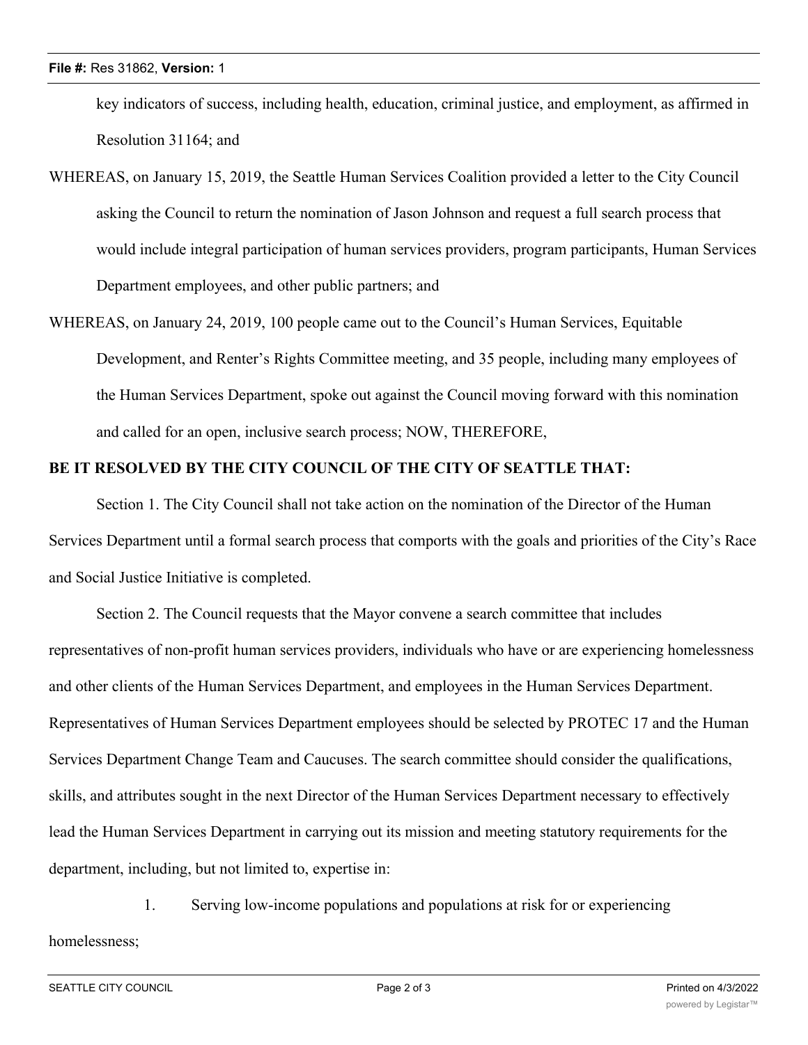key indicators of success, including health, education, criminal justice, and employment, as affirmed in Resolution 31164; and

WHEREAS, on January 15, 2019, the Seattle Human Services Coalition provided a letter to the City Council asking the Council to return the nomination of Jason Johnson and request a full search process that would include integral participation of human services providers, program participants, Human Services Department employees, and other public partners; and

WHEREAS, on January 24, 2019, 100 people came out to the Council's Human Services, Equitable Development, and Renter's Rights Committee meeting, and 35 people, including many employees of the Human Services Department, spoke out against the Council moving forward with this nomination and called for an open, inclusive search process; NOW, THEREFORE,

**BE IT RESOLVED BY THE CITY COUNCIL OF THE CITY OF SEATTLE THAT:**

Section 1. The City Council shall not take action on the nomination of the Director of the Human Services Department until a formal search process that comports with the goals and priorities of the City's Race and Social Justice Initiative is completed.

Section 2. The Council requests that the Mayor convene a search committee that includes representatives of non-profit human services providers, individuals who have or are experiencing homelessness and other clients of the Human Services Department, and employees in the Human Services Department. Representatives of Human Services Department employees should be selected by PROTEC 17 and the Human Services Department Change Team and Caucuses. The search committee should consider the qualifications, skills, and attributes sought in the next Director of the Human Services Department necessary to effectively lead the Human Services Department in carrying out its mission and meeting statutory requirements for the department, including, but not limited to, expertise in:

1. Serving low-income populations and populations at risk for or experiencing homelessness;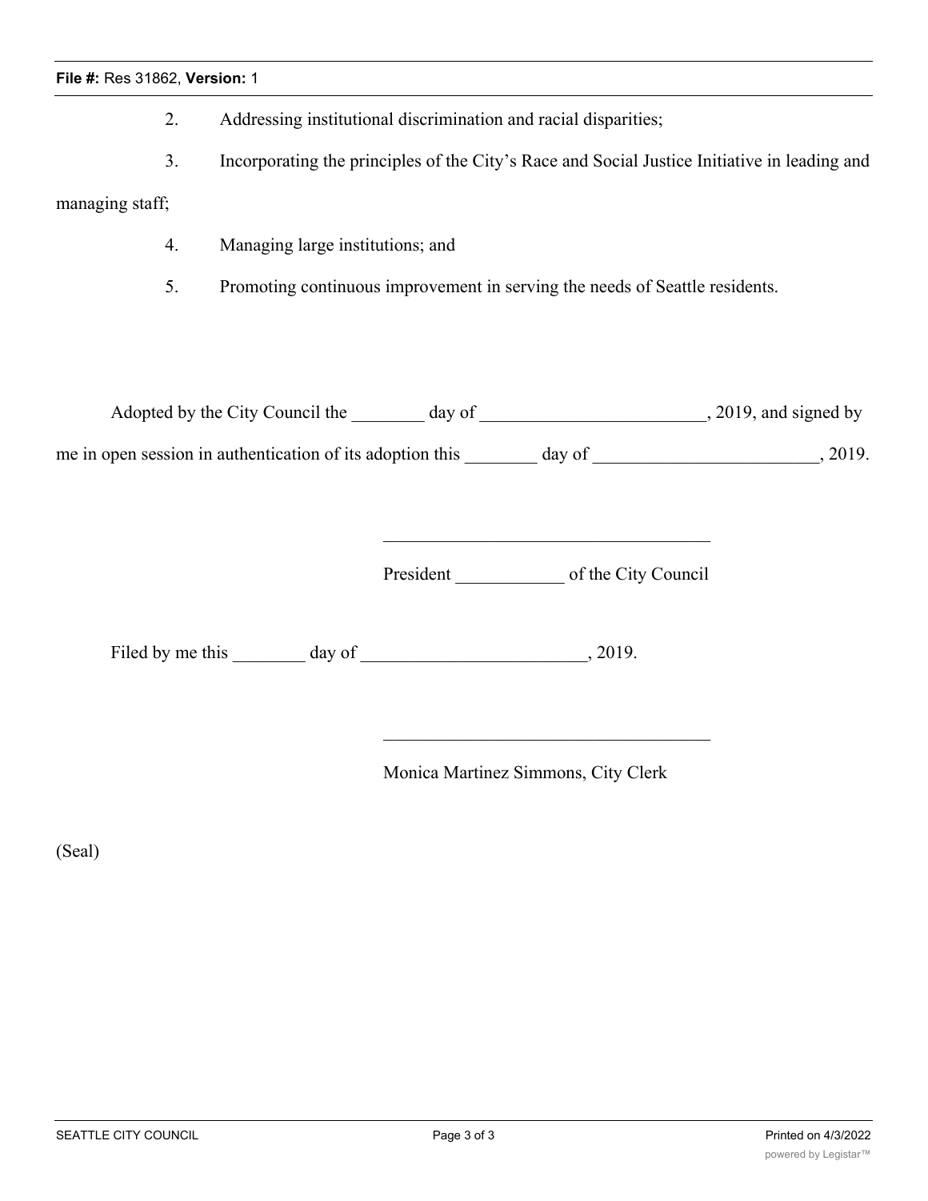2. Addressing institutional discrimination and racial disparities;

3. Incorporating the principles of the City's Race and Social Justice Initiative in leading and managing staff;

4. Managing large institutions; and

5. Promoting continuous improvement in serving the needs of Seattle residents.

Adopted by the City Council the ________ day of _________________________, 2019, and signed by me in open session in authentication of its adoption this ________ day of _________________________, 2019.

____________________________________

President ____________ of the City Council

Filed by me this ________ day of _________________________, 2019.

____________________________________

Monica Martinez Simmons, City Clerk

(Seal)